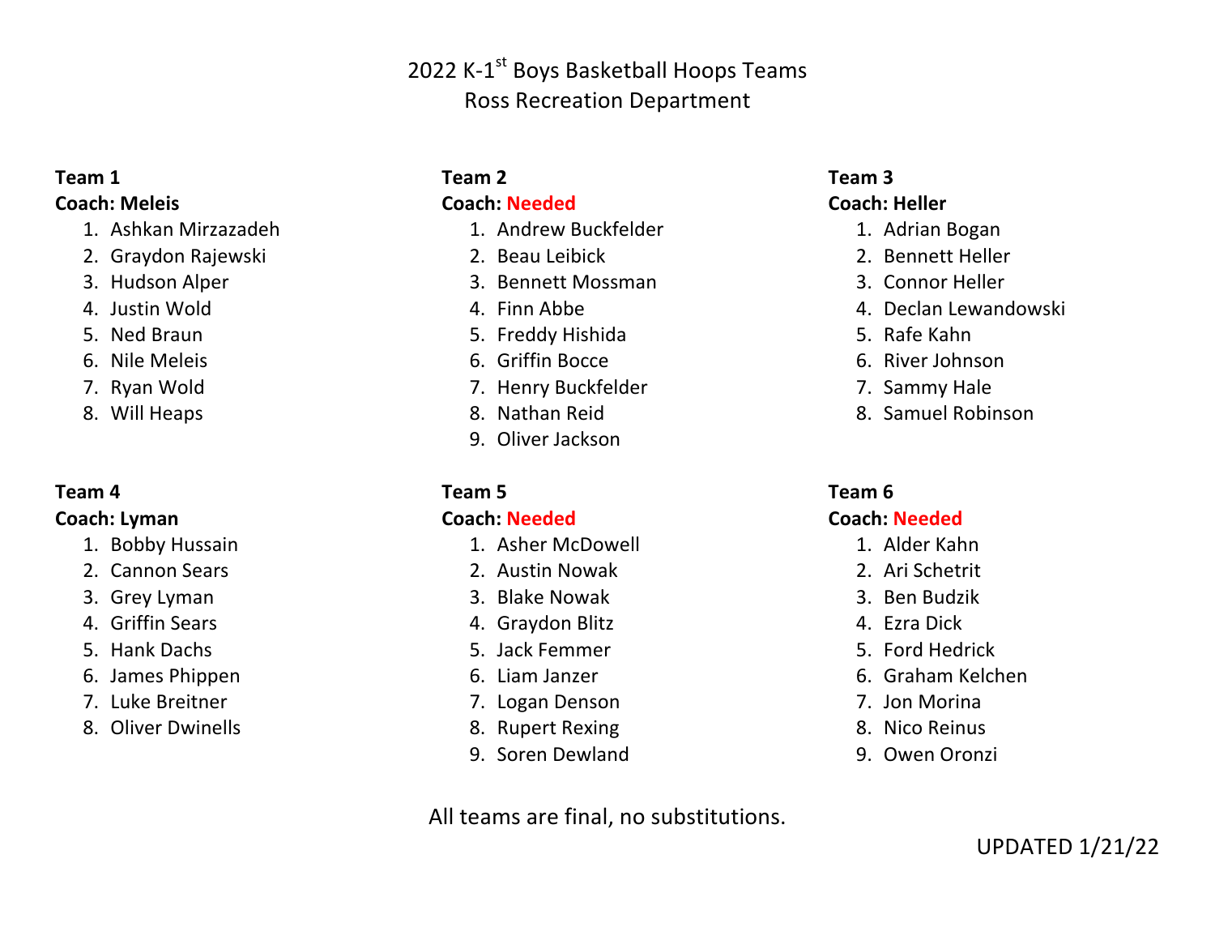# 2022 K-1st Boys Basketball Hoops Teams
## Ross Recreation Department

**Team 1**
**Coach: Meleis**

1. Ashkan Mirzazadeh
2. Graydon Rajewski
3. Hudson Alper
4. Justin Wold
5. Ned Braun
6. Nile Meleis
7. Ryan Wold
8. Will Heaps

**Team 2**
**Coach: Needed**

1. Andrew Buckfelder
2. Beau Leibick
3. Bennett Mossman
4. Finn Abbe
5. Freddy Hishida
6. Griffin Bocce
7. Henry Buckfelder
8. Nathan Reid
9. Oliver Jackson

**Team 3**
**Coach: Heller**

1. Adrian Bogan
2. Bennett Heller
3. Connor Heller
4. Declan Lewandowski
5. Rafe Kahn
6. River Johnson
7. Sammy Hale
8. Samuel Robinson

**Team 4**
**Coach: Lyman**

1. Bobby Hussain
2. Cannon Sears
3. Grey Lyman
4. Griffin Sears
5. Hank Dachs
6. James Phippen
7. Luke Breitner
8. Oliver Dwinells

**Team 5**
**Coach: Needed**

1. Asher McDowell
2. Austin Nowak
3. Blake Nowak
4. Graydon Blitz
5. Jack Femmer
6. Liam Janzer
7. Logan Denson
8. Rupert Rexing
9. Soren Dewland

**Team 6**
**Coach: Needed**

1. Alder Kahn
2. Ari Schetrit
3. Ben Budzik
4. Ezra Dick
5. Ford Hedrick
6. Graham Kelchen
7. Jon Morina
8. Nico Reinus
9. Owen Oronzi

All teams are final, no substitutions.

UPDATED 1/21/22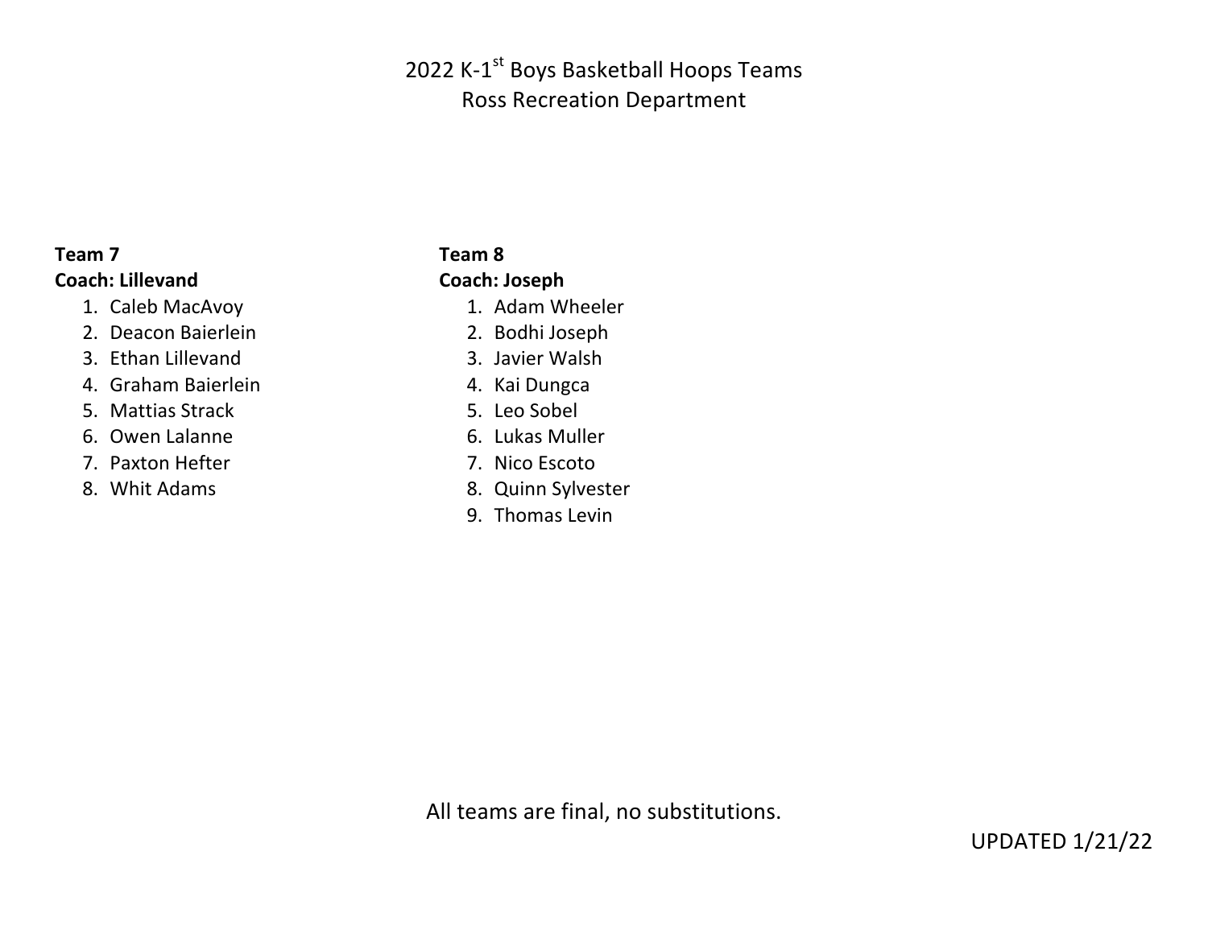# 2022 K-1st Boys Basketball Hoops Teams
## Ross Recreation Department

**Team 7**
**Coach: Lillevand**

1. Caleb MacAvoy
2. Deacon Baierlein
3. Ethan Lillevand
4. Graham Baierlein
5. Mattias Strack
6. Owen Lalanne
7. Paxton Hefter
8. Whit Adams

**Team 8**
**Coach: Joseph**

1. Adam Wheeler
2. Bodhi Joseph
3. Javier Walsh
4. Kai Dungca
5. Leo Sobel
6. Lukas Muller
7. Nico Escoto
8. Quinn Sylvester
9. Thomas Levin

All teams are final, no substitutions.

UPDATED 1/21/22